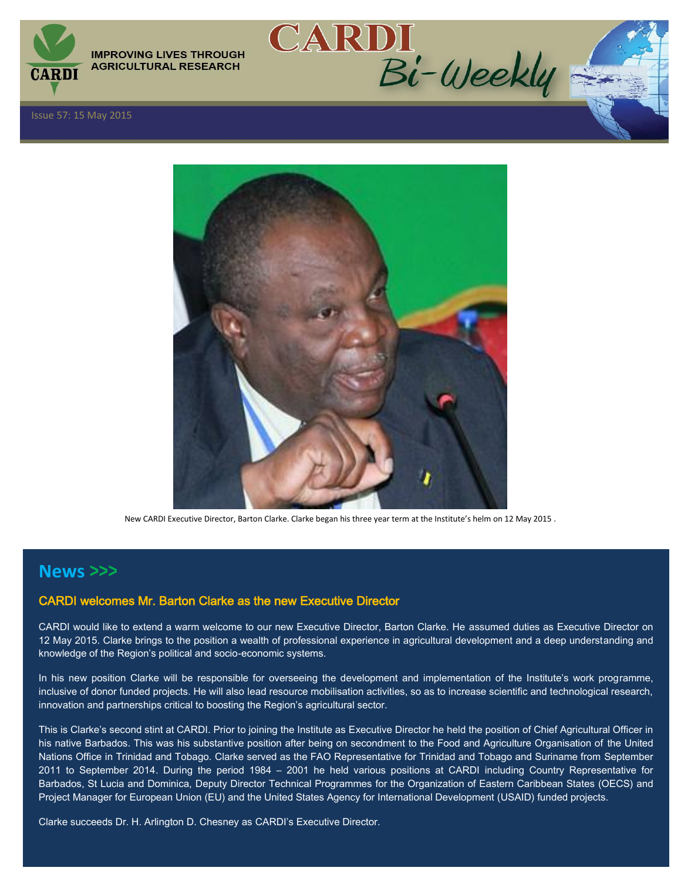# CARDI Bi-Weekly

IMPROVING LIVES THROUGH AGRICULTURAL RESEARCH

Issue 57: 15 May 2015

New CARDI Executive Director, Barton Clarke. Clarke began his three year term at the Institute's helm on 12 May 2015 .

## News >>>

### CARDI welcomes Mr. Barton Clarke as the new Executive Director

CARDI would like to extend a warm welcome to our new Executive Director, Barton Clarke. He assumed duties as Executive Director on 12 May 2015. Clarke brings to the position a wealth of professional experience in agricultural development and a deep understanding and knowledge of the Region's political and socio-economic systems.

In his new position Clarke will be responsible for overseeing the development and implementation of the Institute's work programme, inclusive of donor funded projects. He will also lead resource mobilisation activities, so as to increase scientific and technological research, innovation and partnerships critical to boosting the Region's agricultural sector.

This is Clarke's second stint at CARDI. Prior to joining the Institute as Executive Director he held the position of Chief Agricultural Officer in his native Barbados. This was his substantive position after being on secondment to the Food and Agriculture Organisation of the United Nations Office in Trinidad and Tobago. Clarke served as the FAO Representative for Trinidad and Tobago and Suriname from September 2011 to September 2014. During the period 1984 – 2001 he held various positions at CARDI including Country Representative for Barbados, St Lucia and Dominica, Deputy Director Technical Programmes for the Organization of Eastern Caribbean States (OECS) and Project Manager for European Union (EU) and the United States Agency for International Development (USAID) funded projects.

Clarke succeeds Dr. H. Arlington D. Chesney as CARDI's Executive Director.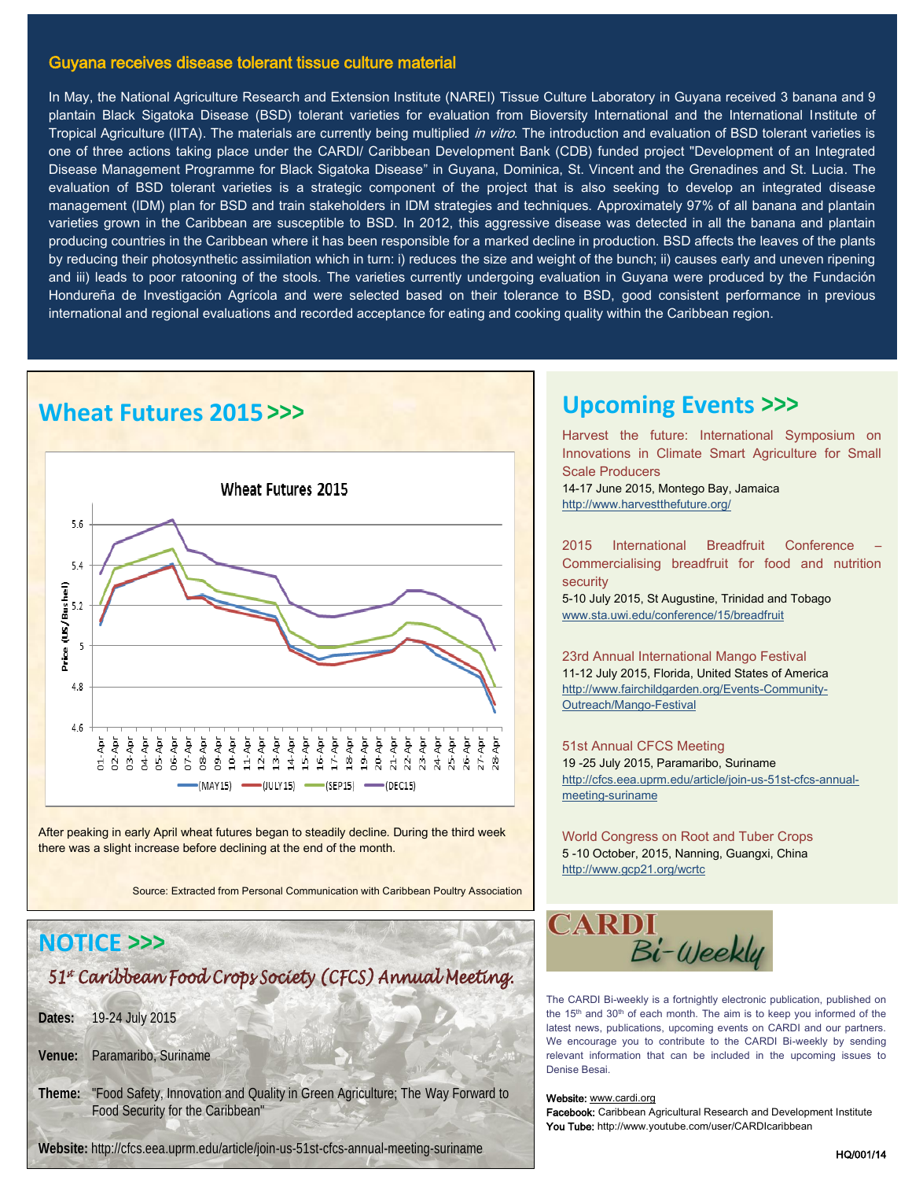## Guyana receives disease tolerant tissue culture material

In May, the National Agriculture Research and Extension Institute (NAREI) Tissue Culture Laboratory in Guyana received 3 banana and 9 plantain Black Sigatoka Disease (BSD) tolerant varieties for evaluation from Bioversity International and the International Institute of Tropical Agriculture (IITA). The materials are currently being multiplied *in vitro*. The introduction and evaluation of BSD tolerant varieties is one of three actions taking place under the CARDI/ Caribbean Development Bank (CDB) funded project "Development of an Integrated Disease Management Programme for Black Sigatoka Disease" in Guyana, Dominica, St. Vincent and the Grenadines and St. Lucia. The evaluation of BSD tolerant varieties is a strategic component of the project that is also seeking to develop an integrated disease management (IDM) plan for BSD and train stakeholders in IDM strategies and techniques. Approximately 97% of all banana and plantain varieties grown in the Caribbean are susceptible to BSD. In 2012, this aggressive disease was detected in all the banana and plantain producing countries in the Caribbean where it has been responsible for a marked decline in production. BSD affects the leaves of the plants by reducing their photosynthetic assimilation which in turn: i) reduces the size and weight of the bunch; ii) causes early and uneven ripening and iii) leads to poor ratooning of the stools. The varieties currently undergoing evaluation in Guyana were produced by the Fundación Hondureña de Investigación Agrícola and were selected based on their tolerance to BSD, good consistent performance in previous international and regional evaluations and recorded acceptance for eating and cooking quality within the Caribbean region.

## Wheat Futures 2015 >>>

Wheat Futures 2015

Price (US/Bushel)

5.6
5.4
5.2
5
4.8
4.6

01-Apr 02-Apr 03-Apr 04-Apr 05-Apr 06-Apr 07-Apr 08-Apr 09-Apr 10-Apr 11-Apr 12-Apr 13-Apr 14-Apr 15-Apr 16-Apr 17-Apr 18-Apr 19-Apr 20-Apr 21-Apr 22-Apr 23-Apr 24-Apr 25-Apr 26-Apr 27-Apr 28-Apr

(MAY15) (JULY15) (SEP15) (DEC15)

After peaking in early April wheat futures began to steadily decline. During the third week there was a slight increase before declining at the end of the month.

Source: Extracted from Personal Communication with Caribbean Poultry Association

## NOTICE >>>

### 51st Caribbean Food Crops Society (CFCS) Annual Meeting.

**Dates:** 19-24 July 2015

**Venue:** Paramaribo, Suriname

**Theme:** "Food Safety, Innovation and Quality in Green Agriculture; The Way Forward to Food Security for the Caribbean"

**Website:** http://cfcs.eea.uprm.edu/article/join-us-51st-cfcs-annual-meeting-suriname

## Upcoming Events >>>

Harvest the future: International Symposium on Innovations in Climate Smart Agriculture for Small Scale Producers
14-17 June 2015, Montego Bay, Jamaica
http://www.harvestthefuture.org/

2015 International Breadfruit Conference – Commercialising breadfruit for food and nutrition security
5-10 July 2015, St Augustine, Trinidad and Tobago
www.sta.uwi.edu/conference/15/breadfruit

23rd Annual International Mango Festival
11-12 July 2015, Florida, United States of America
http://www.fairchildgarden.org/Events-Community-Outreach/Mango-Festival

51st Annual CFCS Meeting
19 -25 July 2015, Paramaribo, Suriname
http://cfcs.eea.uprm.edu/article/join-us-51st-cfcs-annual-meeting-suriname

World Congress on Root and Tuber Crops
5 -10 October, 2015, Nanning, Guangxi, China
http://www.gcp21.org/wcrtc

CARDI Bi-Weekly

The CARDI Bi-weekly is a fortnightly electronic publication, published on the 15th and 30th of each month. The aim is to keep you informed of the latest news, publications, upcoming events on CARDI and our partners. We encourage you to contribute to the CARDI Bi-weekly by sending relevant information that can be included in the upcoming issues to Denise Besai.

**Website:** www.cardi.org
**Facebook:** Caribbean Agricultural Research and Development Institute
**You Tube:** http://www.youtube.com/user/CARDIcaribbean

HQ/001/14